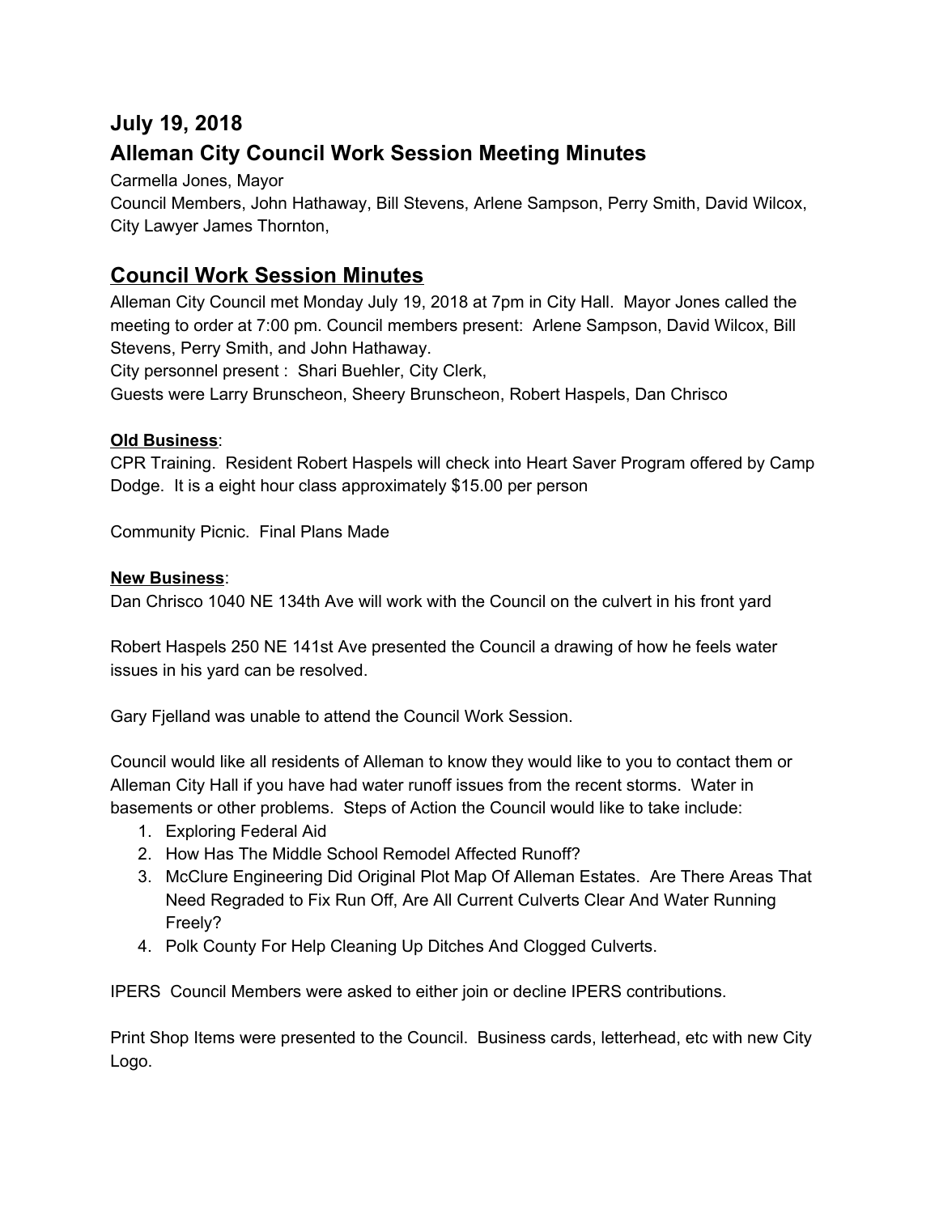## July 19, 2018

## Alleman City Council Work Session Meeting Minutes

Carmella Jones, Mayor
Council Members, John Hathaway, Bill Stevens, Arlene Sampson, Perry Smith, David Wilcox, City Lawyer James Thornton,

# Council Work Session Minutes

Alleman City Council met Monday July 19, 2018 at 7pm in City Hall. Mayor Jones called the meeting to order at 7:00 pm. Council members present: Arlene Sampson, David Wilcox, Bill Stevens, Perry Smith, and John Hathaway.
City personnel present : Shari Buehler, City Clerk,
Guests were Larry Brunscheon, Sheery Brunscheon, Robert Haspels, Dan Chrisco

**Old Business**:

CPR Training. Resident Robert Haspels will check into Heart Saver Program offered by Camp Dodge. It is a eight hour class approximately $15.00 per person

Community Picnic. Final Plans Made

**New Business**:

Dan Chrisco 1040 NE 134th Ave will work with the Council on the culvert in his front yard

Robert Haspels 250 NE 141st Ave presented the Council a drawing of how he feels water issues in his yard can be resolved.

Gary Fjelland was unable to attend the Council Work Session.

Council would like all residents of Alleman to know they would like to you to contact them or Alleman City Hall if you have had water runoff issues from the recent storms. Water in basements or other problems. Steps of Action the Council would like to take include:

1. Exploring Federal Aid
2. How Has The Middle School Remodel Affected Runoff?
3. McClure Engineering Did Original Plot Map Of Alleman Estates. Are There Areas That Need Regraded to Fix Run Off, Are All Current Culverts Clear And Water Running Freely?
4. Polk County For Help Cleaning Up Ditches And Clogged Culverts.

IPERS Council Members were asked to either join or decline IPERS contributions.

Print Shop Items were presented to the Council. Business cards, letterhead, etc with new City Logo.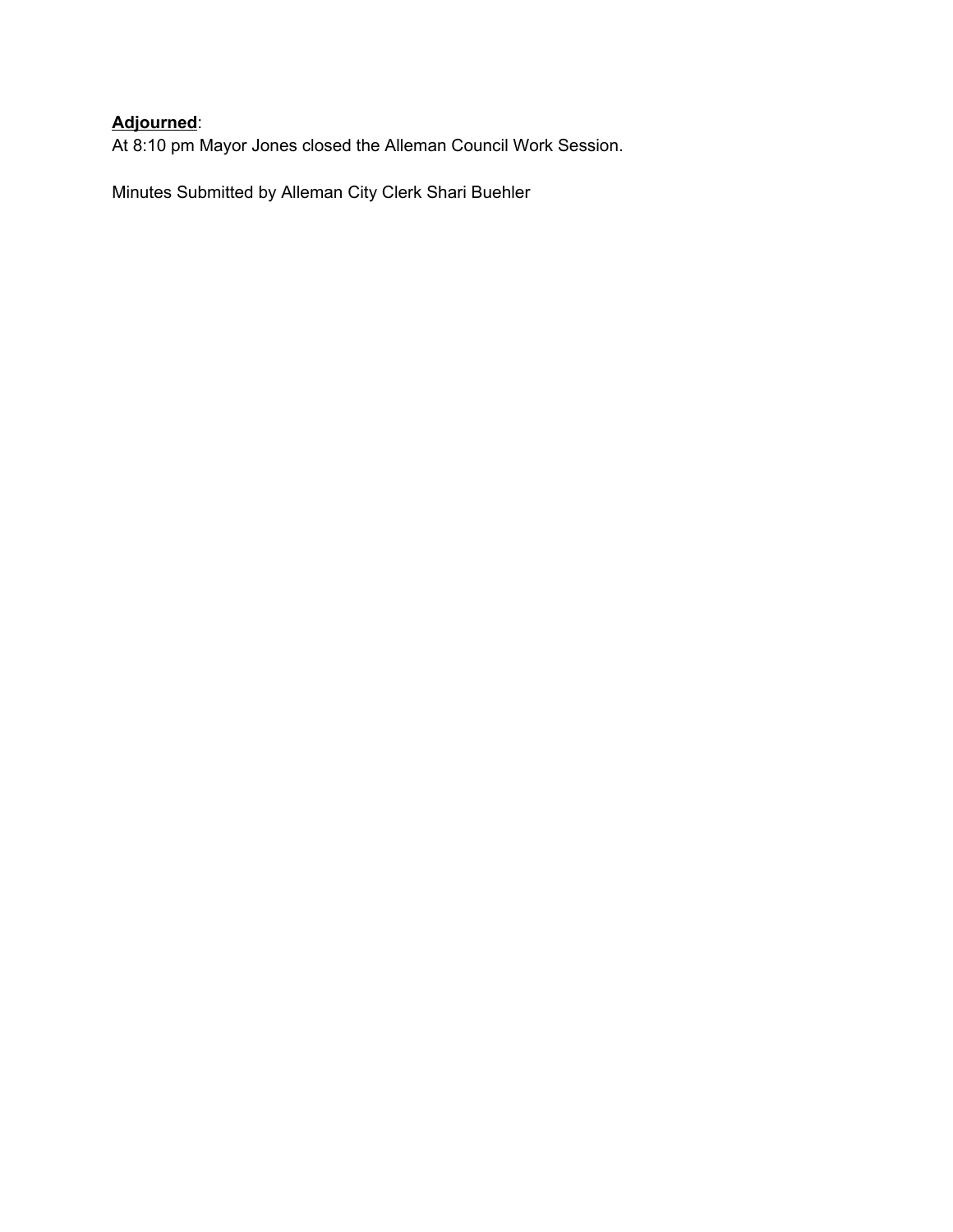**Adjourned**:
At 8:10 pm Mayor Jones closed the Alleman Council Work Session.

Minutes Submitted by Alleman City Clerk Shari Buehler